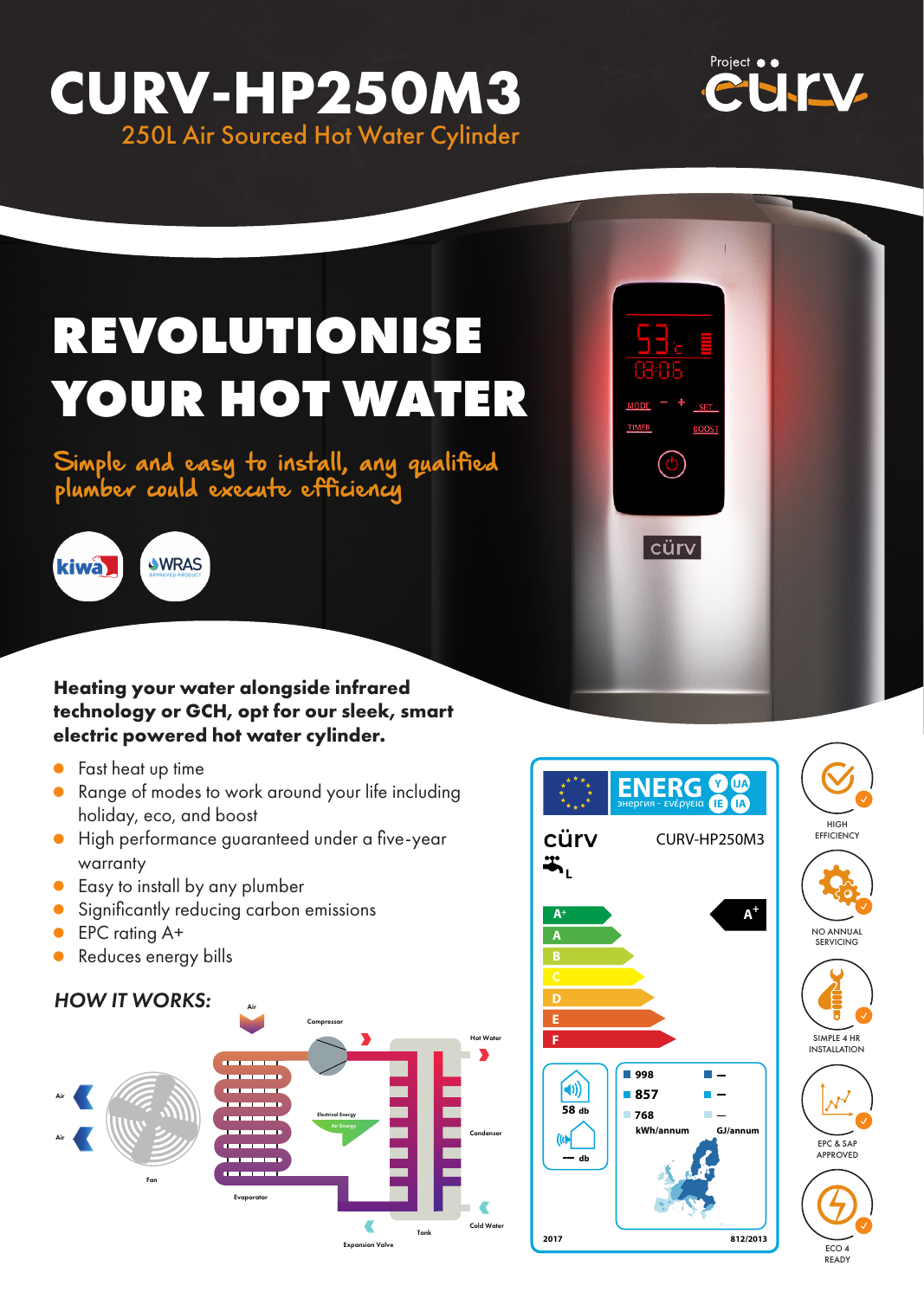# CURV-HP250M3

## 250L Air Sourced Hot Water Cylinder

Project curv

# REVOLUTIONISE YOUR HOT WATER

Simple and easy to install, any qualified plumber could execute efficiency

kiwa WRAS APPROVED PRODUCT

**Heating your water alongside infrared technology or GCH, opt for our sleek, smart electric powered hot water cylinder.**

- Fast heat up time
- Range of modes to work around your life including holiday, eco, and boost
- High performance guaranteed under a five-year warranty
- Easy to install by any plumber
- Significantly reducing carbon emissions
- EPC rating A+
- Reduces energy bills

### *HOW IT WORKS:*

Air, Compressor, Hot Water, Air, Electrical Energy, Air Energy, Condenser, Air, Fan, Evaporator, Cold Water, Tank, Expansion Valve

ENERG Y IJA IE IA энергия · ενέργεια

cürv CURV-HP250M3

L

A+ A B C D E F — A+

58 db

— db

998, 857, 768 kWh/annum — — — GJ/annum

2017 812/2013

HIGH EFFICIENCY

NO ANNUAL SERVICING

SIMPLE 4 HR INSTALLATION

EPC & SAP APPROVED

ECO 4 READY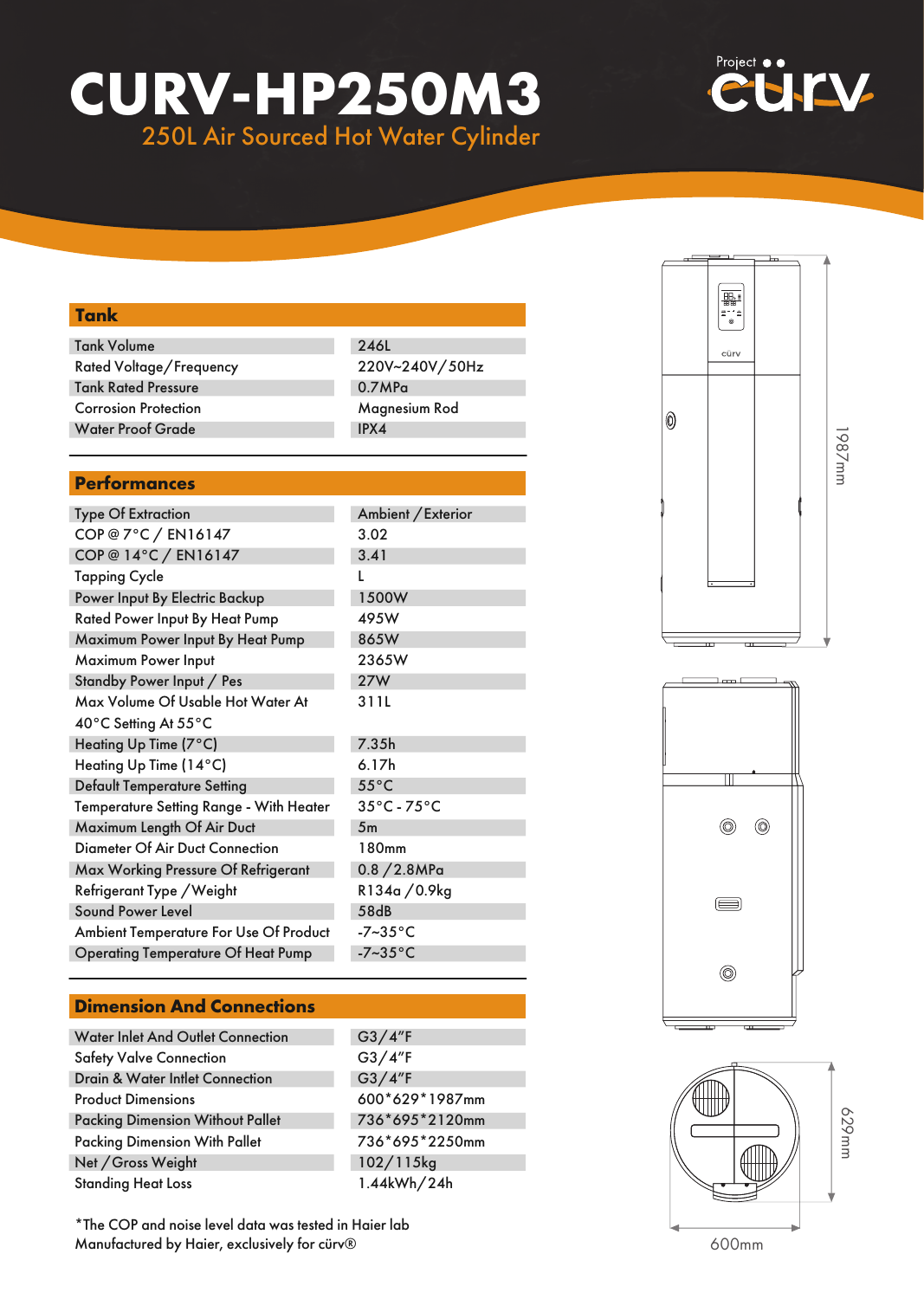# CURV-HP250M3

## 250L Air Sourced Hot Water Cylinder

Project cürv

## Tank

| | |
|---|---|
| Tank Volume | 246L |
| Rated Voltage/Frequency | 220V~240V/50Hz |
| Tank Rated Pressure | 0.7MPa |
| Corrosion Protection | Magnesium Rod |
| Water Proof Grade | IPX4 |

## Performances

| | |
|---|---|
| Type Of Extraction | Ambient / Exterior |
| COP @ 7°C / EN16147 | 3.02 |
| COP @ 14°C / EN16147 | 3.41 |
| Tapping Cycle | L |
| Power Input By Electric Backup | 1500W |
| Rated Power Input By Heat Pump | 495W |
| Maximum Power Input By Heat Pump | 865W |
| Maximum Power Input | 2365W |
| Standby Power Input / Pes | 27W |
| Max Volume Of Usable Hot Water At 40°C Setting At 55°C | 311L |
| Heating Up Time (7°C) | 7.35h |
| Heating Up Time (14°C) | 6.17h |
| Default Temperature Setting | 55°C |
| Temperature Setting Range - With Heater | 35°C - 75°C |
| Maximum Length Of Air Duct | 5m |
| Diameter Of Air Duct Connection | 180mm |
| Max Working Pressure Of Refrigerant | 0.8 /2.8MPa |
| Refrigerant Type /Weight | R134a /0.9kg |
| Sound Power Level | 58dB |
| Ambient Temperature For Use Of Product | -7~35°C |
| Operating Temperature Of Heat Pump | -7~35°C |

## Dimension And Connections

| | |
|---|---|
| Water Inlet And Outlet Connection | G3/4"F |
| Safety Valve Connection | G3/4"F |
| Drain & Water Intlet Connection | G3/4"F |
| Product Dimensions | 600*629*1987mm |
| Packing Dimension Without Pallet | 736*695*2120mm |
| Packing Dimension With Pallet | 736*695*2250mm |
| Net /Gross Weight | 102/115kg |
| Standing Heat Loss | 1.44kWh/24h |

*The COP and noise level data was tested in Haier lab
Manufactured by Haier, exclusively for cürv®

1987mm

629mm

600mm